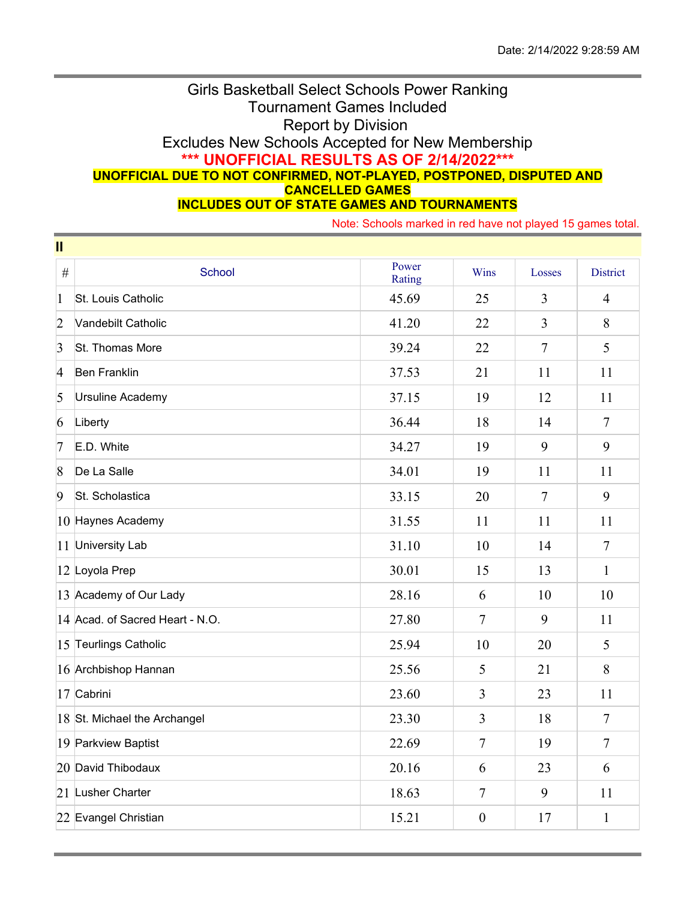Date: 2/14/2022 9:28:59 AM

# Girls Basketball Select Schools Power Ranking
## Tournament Games Included
## Report by Division
## Excludes New Schools Accepted for New Membership

**\*\*\* UNOFFICIAL RESULTS AS OF 2/14/2022\*\*\***

**UNOFFICIAL DUE TO NOT CONFIRMED, NOT-PLAYED, POSTPONED, DISPUTED AND CANCELLED GAMES**

**INCLUDES OUT OF STATE GAMES AND TOURNAMENTS**

Note: Schools marked in red have not played 15 games total.

### II

| # | School | Power Rating | Wins | Losses | District |
|---|---|---|---|---|---|
| 1 | St. Louis Catholic | 45.69 | 25 | 3 | 4 |
| 2 | Vandebilt Catholic | 41.20 | 22 | 3 | 8 |
| 3 | St. Thomas More | 39.24 | 22 | 7 | 5 |
| 4 | Ben Franklin | 37.53 | 21 | 11 | 11 |
| 5 | Ursuline Academy | 37.15 | 19 | 12 | 11 |
| 6 | Liberty | 36.44 | 18 | 14 | 7 |
| 7 | E.D. White | 34.27 | 19 | 9 | 9 |
| 8 | De La Salle | 34.01 | 19 | 11 | 11 |
| 9 | St. Scholastica | 33.15 | 20 | 7 | 9 |
| 10 | Haynes Academy | 31.55 | 11 | 11 | 11 |
| 11 | University Lab | 31.10 | 10 | 14 | 7 |
| 12 | Loyola Prep | 30.01 | 15 | 13 | 1 |
| 13 | Academy of Our Lady | 28.16 | 6 | 10 | 10 |
| 14 | Acad. of Sacred Heart - N.O. | 27.80 | 7 | 9 | 11 |
| 15 | Teurlings Catholic | 25.94 | 10 | 20 | 5 |
| 16 | Archbishop Hannan | 25.56 | 5 | 21 | 8 |
| 17 | Cabrini | 23.60 | 3 | 23 | 11 |
| 18 | St. Michael the Archangel | 23.30 | 3 | 18 | 7 |
| 19 | Parkview Baptist | 22.69 | 7 | 19 | 7 |
| 20 | David Thibodaux | 20.16 | 6 | 23 | 6 |
| 21 | Lusher Charter | 18.63 | 7 | 9 | 11 |
| 22 | Evangel Christian | 15.21 | 0 | 17 | 1 |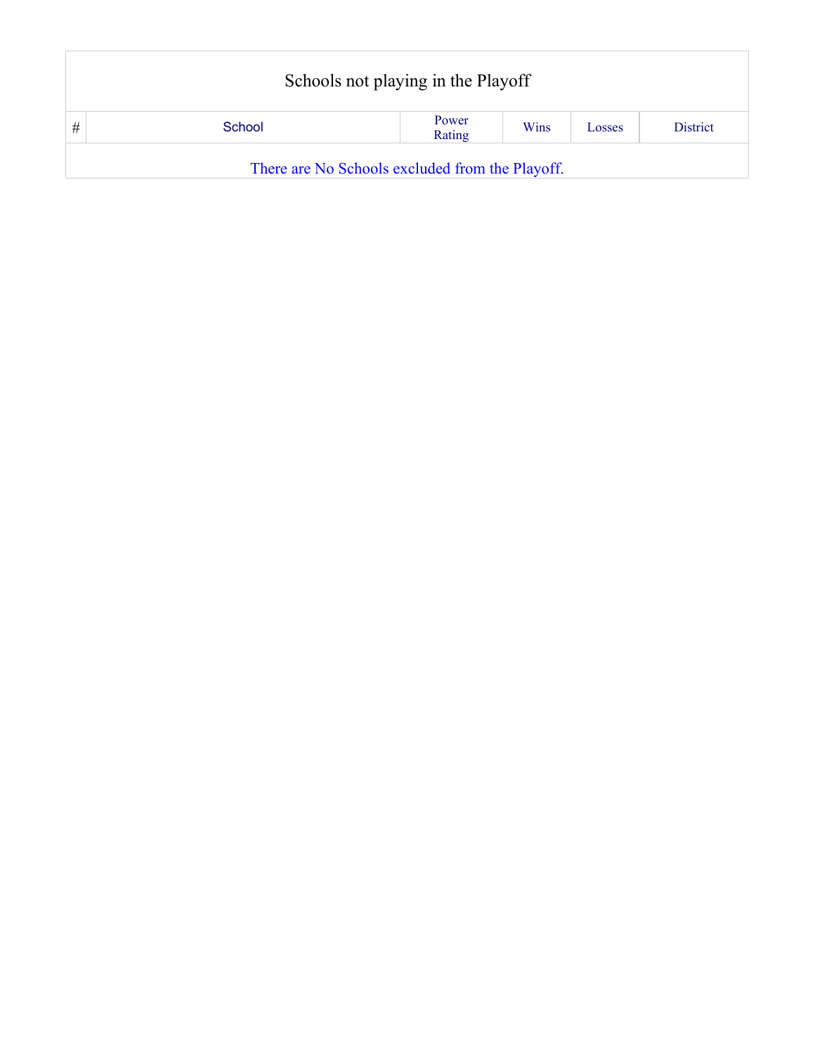| Schools not playing in the Playoff | | | | | |
|---|---|---|---|---|---|
| # | School | Power Rating | Wins | Losses | District |
| There are No Schools excluded from the Playoff. | | | | | |